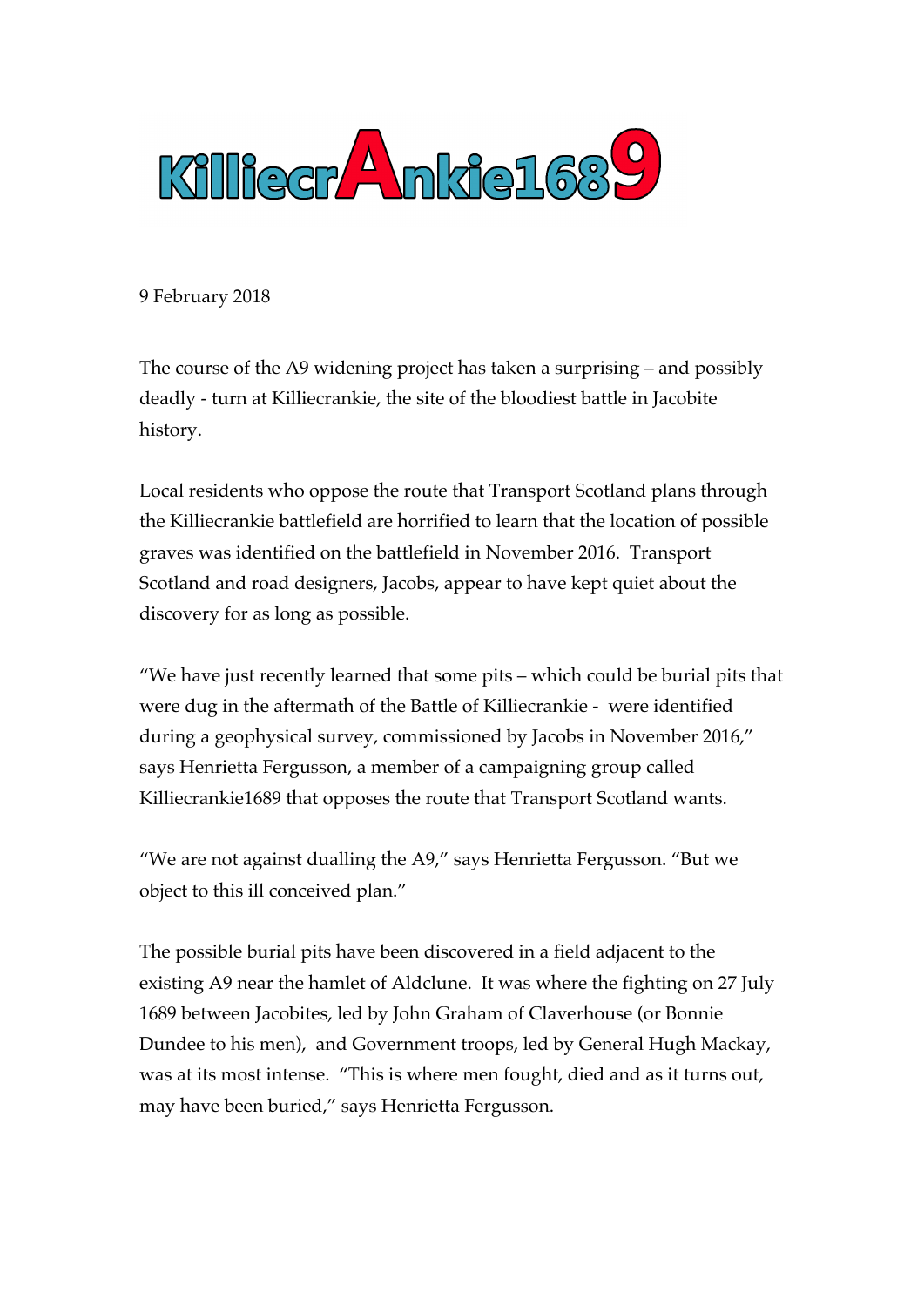# KilliecrAnkie1689

9 February 2018

The course of the A9 widening project has taken a surprising – and possibly deadly - turn at Killiecrankie, the site of the bloodiest battle in Jacobite history.

Local residents who oppose the route that Transport Scotland plans through the Killiecrankie battlefield are horrified to learn that the location of possible graves was identified on the battlefield in November 2016. Transport Scotland and road designers, Jacobs, appear to have kept quiet about the discovery for as long as possible.

"We have just recently learned that some pits – which could be burial pits that were dug in the aftermath of the Battle of Killiecrankie - were identified during a geophysical survey, commissioned by Jacobs in November 2016," says Henrietta Fergusson, a member of a campaigning group called Killiecrankie1689 that opposes the route that Transport Scotland wants.

"We are not against dualling the A9," says Henrietta Fergusson. "But we object to this ill conceived plan."

The possible burial pits have been discovered in a field adjacent to the existing A9 near the hamlet of Aldclune. It was where the fighting on 27 July 1689 between Jacobites, led by John Graham of Claverhouse (or Bonnie Dundee to his men), and Government troops, led by General Hugh Mackay, was at its most intense. "This is where men fought, died and as it turns out, may have been buried," says Henrietta Fergusson.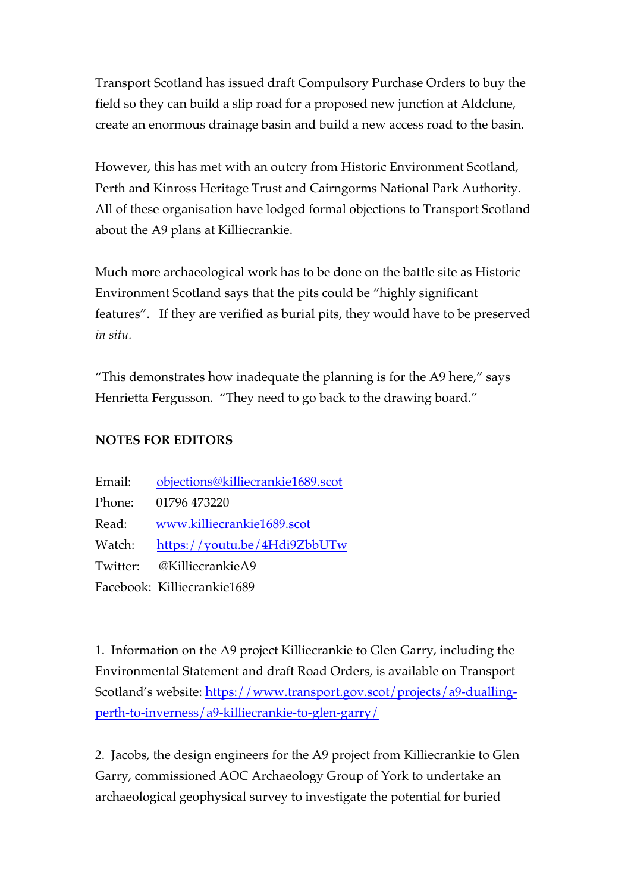Transport Scotland has issued draft Compulsory Purchase Orders to buy the field so they can build a slip road for a proposed new junction at Aldclune, create an enormous drainage basin and build a new access road to the basin.

However, this has met with an outcry from Historic Environment Scotland, Perth and Kinross Heritage Trust and Cairngorms National Park Authority. All of these organisation have lodged formal objections to Transport Scotland about the A9 plans at Killiecrankie.

Much more archaeological work has to be done on the battle site as Historic Environment Scotland says that the pits could be "highly significant features". If they are verified as burial pits, they would have to be preserved *in situ.*

"This demonstrates how inadequate the planning is for the A9 here," says Henrietta Fergusson. "They need to go back to the drawing board."

**NOTES FOR EDITORS**

Email: objections@killiecrankie1689.scot
Phone: 01796 473220
Read: www.killiecrankie1689.scot
Watch: https://youtu.be/4Hdi9ZbbUTw
Twitter: @KilliecrankieA9
Facebook: Killiecrankie1689

1. Information on the A9 project Killiecrankie to Glen Garry, including the Environmental Statement and draft Road Orders, is available on Transport Scotland's website: https://www.transport.gov.scot/projects/a9-dualling-perth-to-inverness/a9-killiecrankie-to-glen-garry/

2. Jacobs, the design engineers for the A9 project from Killiecrankie to Glen Garry, commissioned AOC Archaeology Group of York to undertake an archaeological geophysical survey to investigate the potential for buried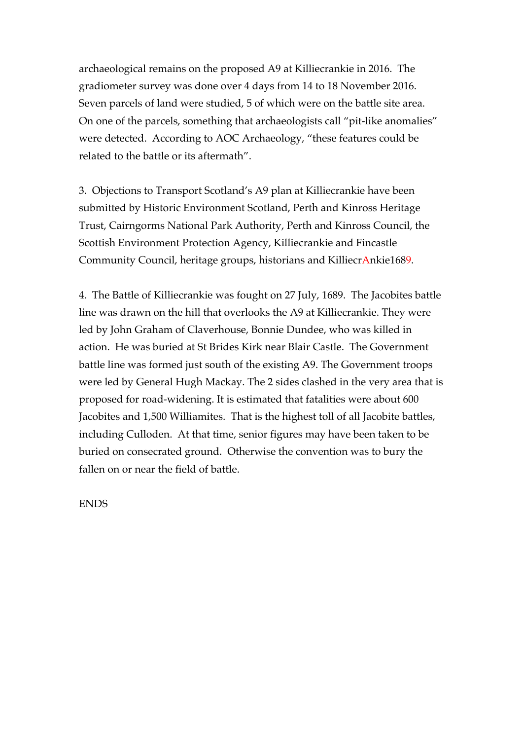archaeological remains on the proposed A9 at Killiecrankie in 2016. The gradiometer survey was done over 4 days from 14 to 18 November 2016. Seven parcels of land were studied, 5 of which were on the battle site area. On one of the parcels, something that archaeologists call "pit-like anomalies" were detected. According to AOC Archaeology, "these features could be related to the battle or its aftermath".

3. Objections to Transport Scotland's A9 plan at Killiecrankie have been submitted by Historic Environment Scotland, Perth and Kinross Heritage Trust, Cairngorms National Park Authority, Perth and Kinross Council, the Scottish Environment Protection Agency, Killiecrankie and Fincastle Community Council, heritage groups, historians and KilliecrAnkie1689.

4. The Battle of Killiecrankie was fought on 27 July, 1689. The Jacobites battle line was drawn on the hill that overlooks the A9 at Killiecrankie. They were led by John Graham of Claverhouse, Bonnie Dundee, who was killed in action. He was buried at St Brides Kirk near Blair Castle. The Government battle line was formed just south of the existing A9. The Government troops were led by General Hugh Mackay. The 2 sides clashed in the very area that is proposed for road-widening. It is estimated that fatalities were about 600 Jacobites and 1,500 Williamites. That is the highest toll of all Jacobite battles, including Culloden. At that time, senior figures may have been taken to be buried on consecrated ground. Otherwise the convention was to bury the fallen on or near the field of battle.

ENDS